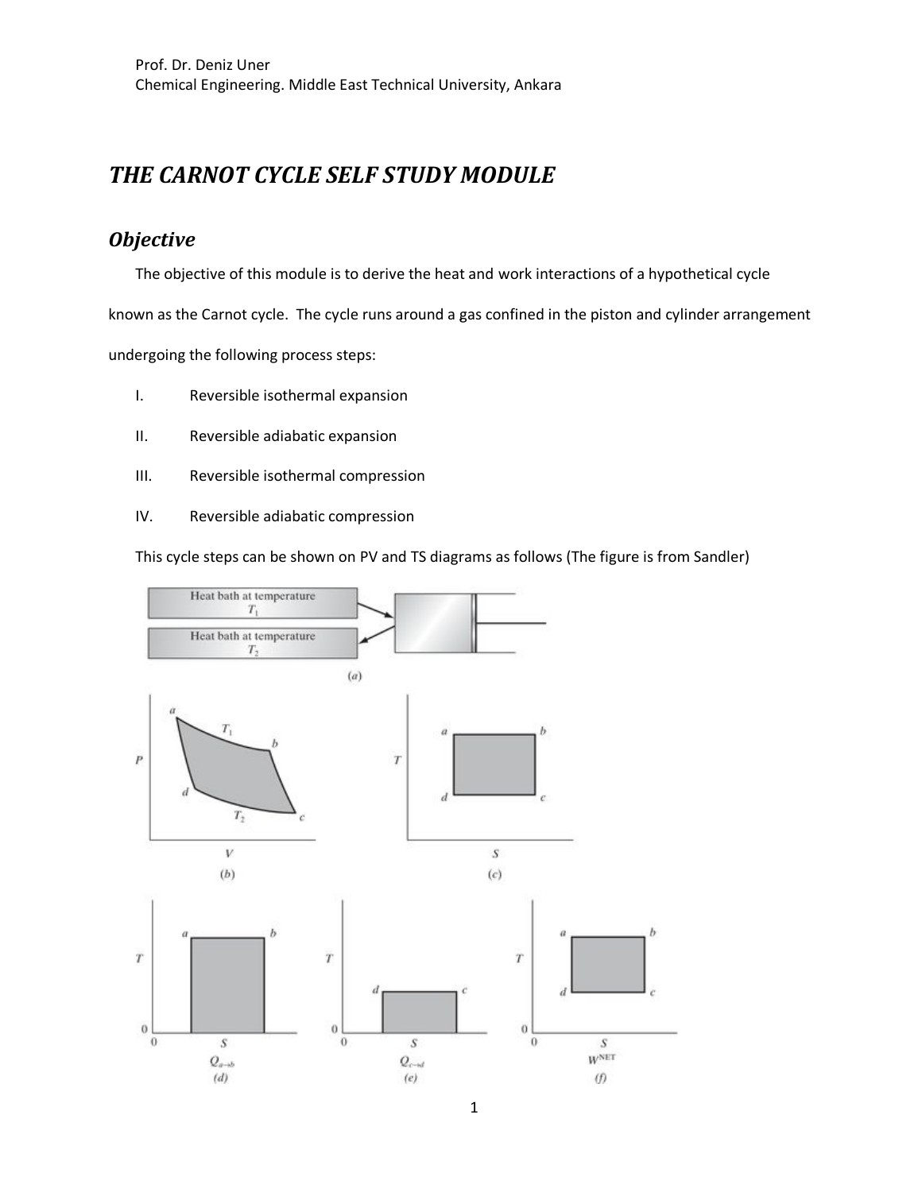Prof. Dr. Deniz Uner
Chemical Engineering. Middle East Technical University, Ankara

# *THE CARNOT CYCLE SELF STUDY MODULE*

## *Objective*

The objective of this module is to derive the heat and work interactions of a hypothetical cycle known as the Carnot cycle. The cycle runs around a gas confined in the piston and cylinder arrangement undergoing the following process steps:

I. Reversible isothermal expansion

II. Reversible adiabatic expansion

III. Reversible isothermal compression

IV. Reversible adiabatic compression

This cycle steps can be shown on PV and TS diagrams as follows (The figure is from Sandler)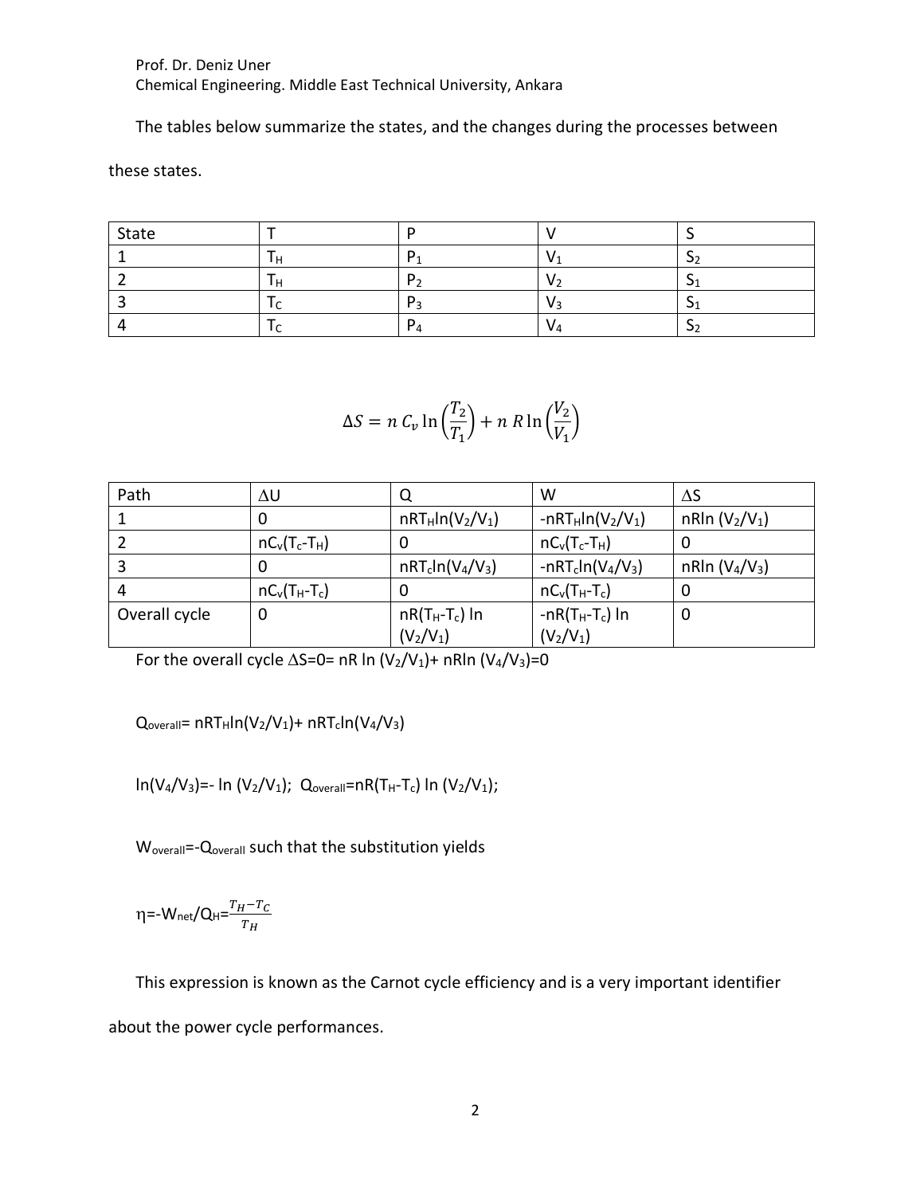Prof. Dr. Deniz Uner
Chemical Engineering. Middle East Technical University, Ankara

The tables below summarize the states, and the changes during the processes between these states.

| State | T | P | V | S |
|---|---|---|---|---|
| 1 | $T_H$ | $P_1$ | $V_1$ | $S_2$ |
| 2 | $T_H$ | $P_2$ | $V_2$ | $S_1$ |
| 3 | $T_C$ | $P_3$ | $V_3$ | $S_1$ |
| 4 | $T_C$ | $P_4$ | $V_4$ | $S_2$ |

$$\Delta S = n\, C_v \ln\left(\frac{T_2}{T_1}\right) + n\, R \ln\left(\frac{V_2}{V_1}\right)$$

| Path | $\Delta U$ | Q | W | $\Delta S$ |
|---|---|---|---|---|
| 1 | 0 | $nRT_H\ln(V_2/V_1)$ | $-nRT_H\ln(V_2/V_1)$ | $nR\ln(V_2/V_1)$ |
| 2 | $nC_v(T_c-T_H)$ | 0 | $nC_v(T_c-T_H)$ | 0 |
| 3 | 0 | $nRT_c\ln(V_4/V_3)$ | $-nRT_c\ln(V_4/V_3)$ | $nR\ln(V_4/V_3)$ |
| 4 | $nC_v(T_H-T_c)$ | 0 | $nC_v(T_H-T_c)$ | 0 |
| Overall cycle | 0 | $nR(T_H-T_c)\ln(V_2/V_1)$ | $-nR(T_H-T_c)\ln(V_2/V_1)$ | 0 |

For the overall cycle $\Delta S=0= nR\ln(V_2/V_1)+ nR\ln(V_4/V_3)=0$

$Q_{overall}= nRT_H\ln(V_2/V_1)+ nRT_c\ln(V_4/V_3)$

$\ln(V_4/V_3)=-\ln(V_2/V_1)$; $Q_{overall}=nR(T_H-T_c)\ln(V_2/V_1)$;

$W_{overall}=-Q_{overall}$ such that the substitution yields

$\eta=-W_{net}/Q_H=\frac{T_H-T_C}{T_H}$

This expression is known as the Carnot cycle efficiency and is a very important identifier about the power cycle performances.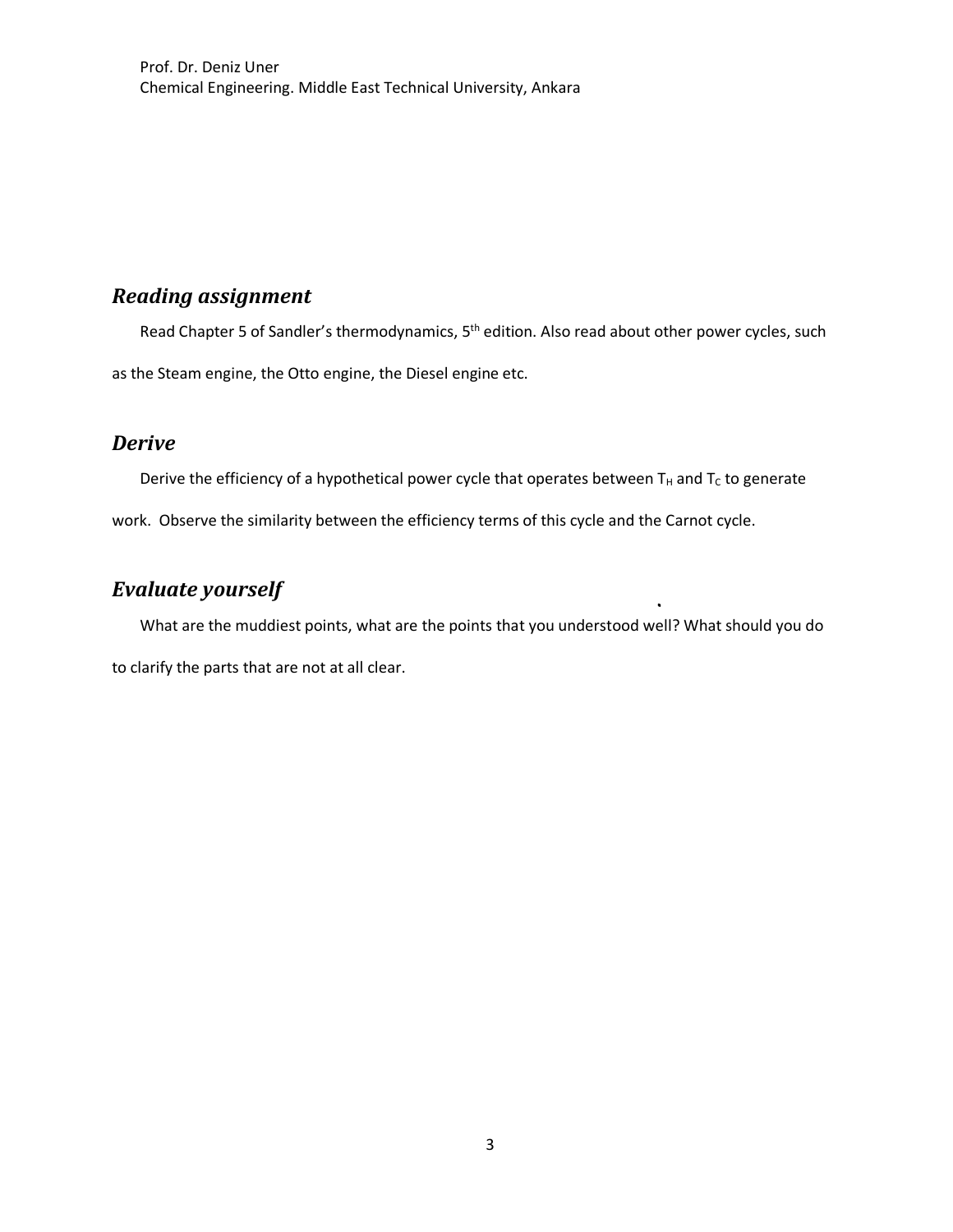## *Reading assignment*

Read Chapter 5 of Sandler's thermodynamics, 5th edition. Also read about other power cycles, such as the Steam engine, the Otto engine, the Diesel engine etc.

## *Derive*

Derive the efficiency of a hypothetical power cycle that operates between $T_H$ and $T_C$ to generate work. Observe the similarity between the efficiency terms of this cycle and the Carnot cycle.

## *Evaluate yourself*

What are the muddiest points, what are the points that you understood well? What should you do to clarify the parts that are not at all clear.